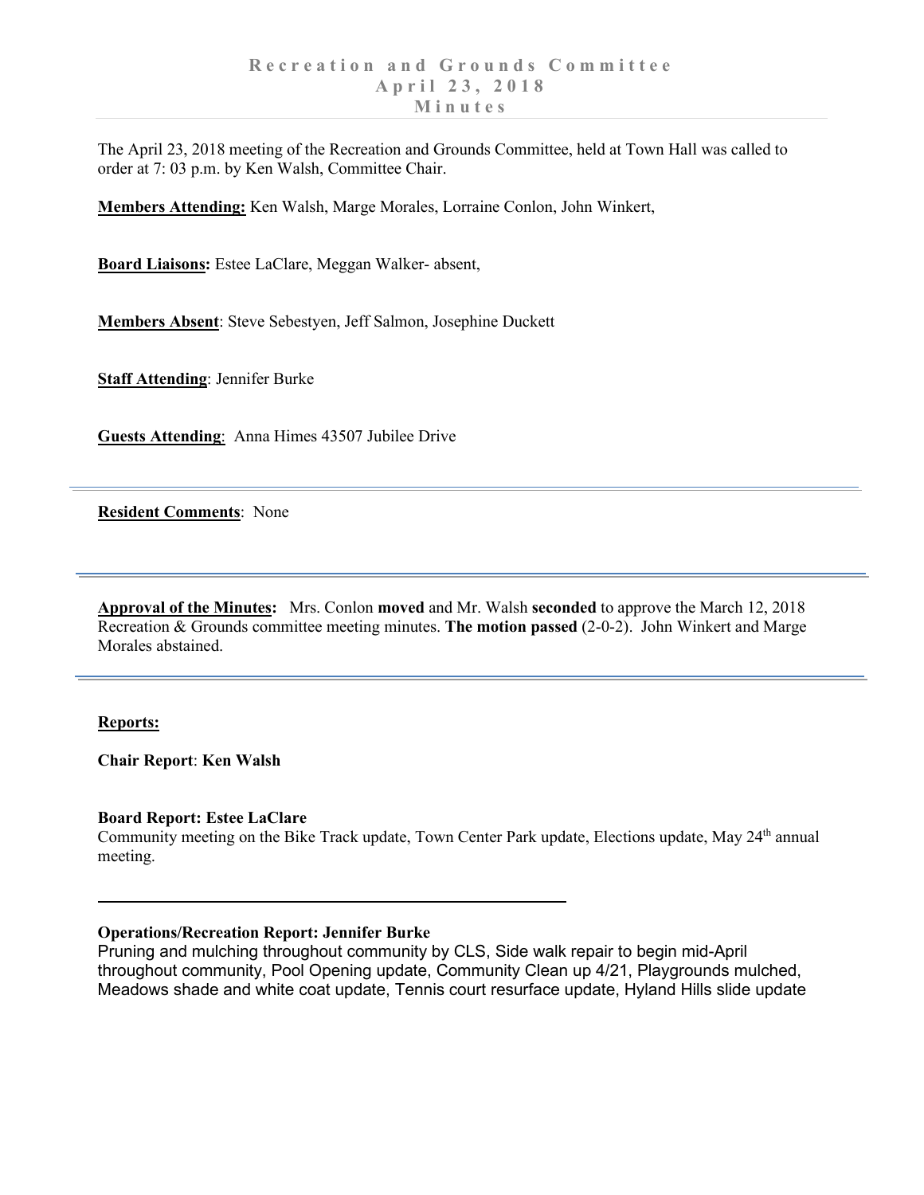# Recreation and Grounds Committee
## April 23, 2018
## Minutes

The April 23, 2018 meeting of the Recreation and Grounds Committee, held at Town Hall was called to order at 7: 03 p.m. by Ken Walsh, Committee Chair.

**Members Attending:** Ken Walsh, Marge Morales, Lorraine Conlon, John Winkert,

**Board Liaisons:** Estee LaClare, Meggan Walker- absent,

**Members Absent**: Steve Sebestyen, Jeff Salmon, Josephine Duckett

**Staff Attending**: Jennifer Burke

**Guests Attending**: Anna Himes 43507 Jubilee Drive

---

**Resident Comments**: None

---

**Approval of the Minutes:** Mrs. Conlon **moved** and Mr. Walsh **seconded** to approve the March 12, 2018 Recreation & Grounds committee meeting minutes. **The motion passed** (2-0-2). John Winkert and Marge Morales abstained.

---

**Reports:**

**Chair Report**: **Ken Walsh**

**Board Report: Estee LaClare**

Community meeting on the Bike Track update, Town Center Park update, Elections update, May 24th annual meeting.

---

**Operations/Recreation Report: Jennifer Burke**

Pruning and mulching throughout community by CLS, Side walk repair to begin mid-April throughout community, Pool Opening update, Community Clean up 4/21, Playgrounds mulched, Meadows shade and white coat update, Tennis court resurface update, Hyland Hills slide update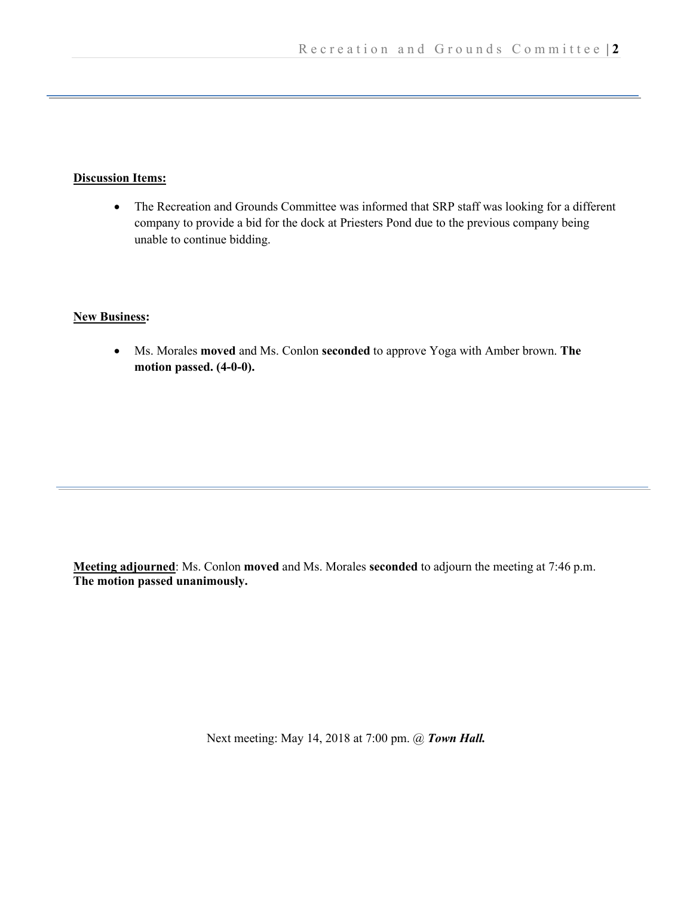**Discussion Items:**

- The Recreation and Grounds Committee was informed that SRP staff was looking for a different company to provide a bid for the dock at Priesters Pond due to the previous company being unable to continue bidding.

**New Business:**

- Ms. Morales **moved** and Ms. Conlon **seconded** to approve Yoga with Amber brown. **The motion passed. (4-0-0).**

---

**Meeting adjourned**: Ms. Conlon **moved** and Ms. Morales **seconded** to adjourn the meeting at 7:46 p.m. **The motion passed unanimously.**

Next meeting: May 14, 2018 at 7:00 pm. @ ***Town Hall.***